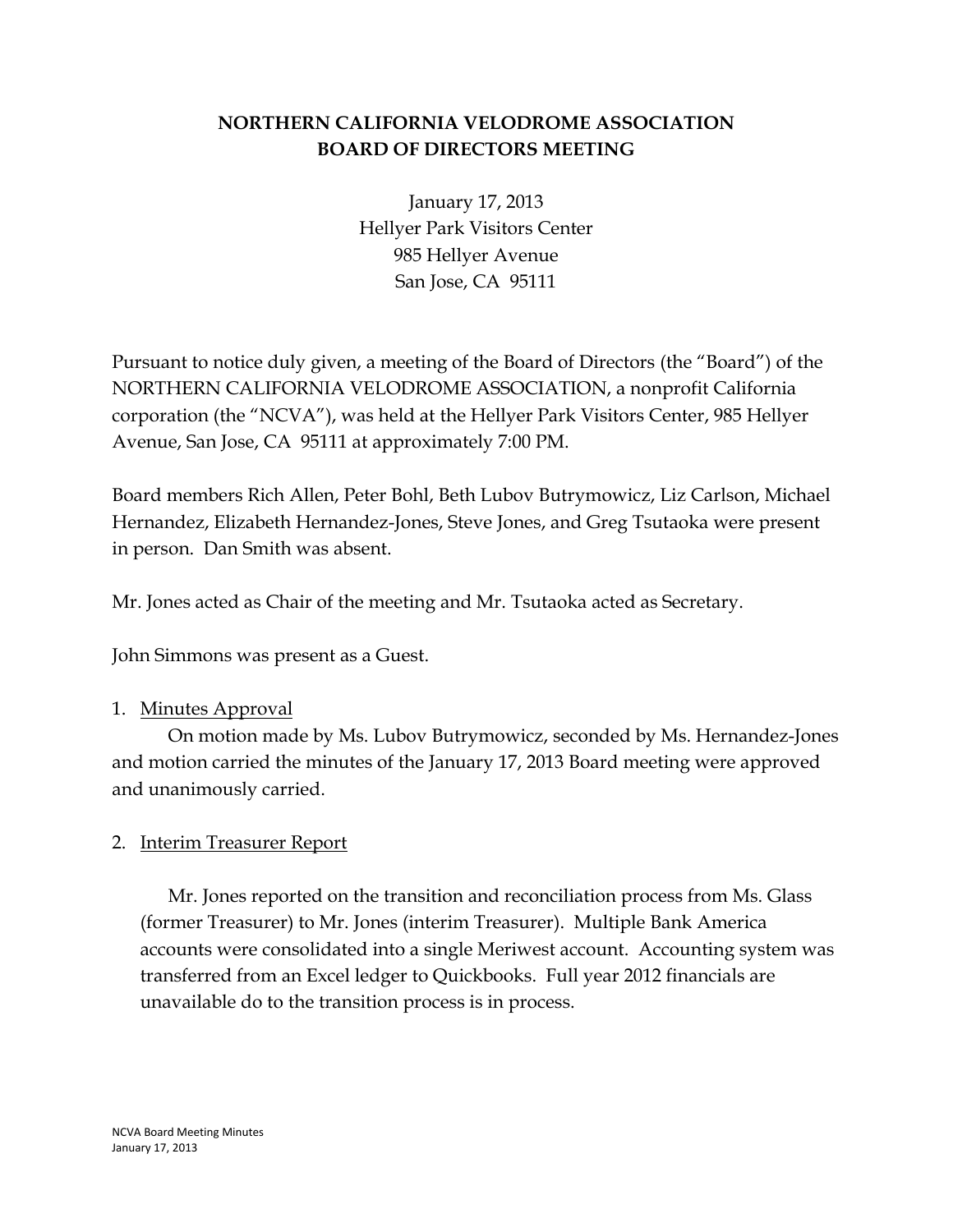# NORTHERN CALIFORNIA VELODROME ASSOCIATION
## BOARD OF DIRECTORS MEETING

January 17, 2013
Hellyer Park Visitors Center
985 Hellyer Avenue
San Jose, CA 95111

Pursuant to notice duly given, a meeting of the Board of Directors (the "Board") of the NORTHERN CALIFORNIA VELODROME ASSOCIATION, a nonprofit California corporation (the "NCVA"), was held at the Hellyer Park Visitors Center, 985 Hellyer Avenue, San Jose, CA 95111 at approximately 7:00 PM.

Board members Rich Allen, Peter Bohl, Beth Lubov Butrymowicz, Liz Carlson, Michael Hernandez, Elizabeth Hernandez-Jones, Steve Jones, and Greg Tsutaoka were present in person. Dan Smith was absent.

Mr. Jones acted as Chair of the meeting and Mr. Tsutaoka acted as Secretary.

John Simmons was present as a Guest.

1. <u>Minutes Approval</u>

   On motion made by Ms. Lubov Butrymowicz, seconded by Ms. Hernandez-Jones and motion carried the minutes of the January 17, 2013 Board meeting were approved and unanimously carried.

2. <u>Interim Treasurer Report</u>

   Mr. Jones reported on the transition and reconciliation process from Ms. Glass (former Treasurer) to Mr. Jones (interim Treasurer). Multiple Bank America accounts were consolidated into a single Meriwest account. Accounting system was transferred from an Excel ledger to Quickbooks. Full year 2012 financials are unavailable do to the transition process is in process.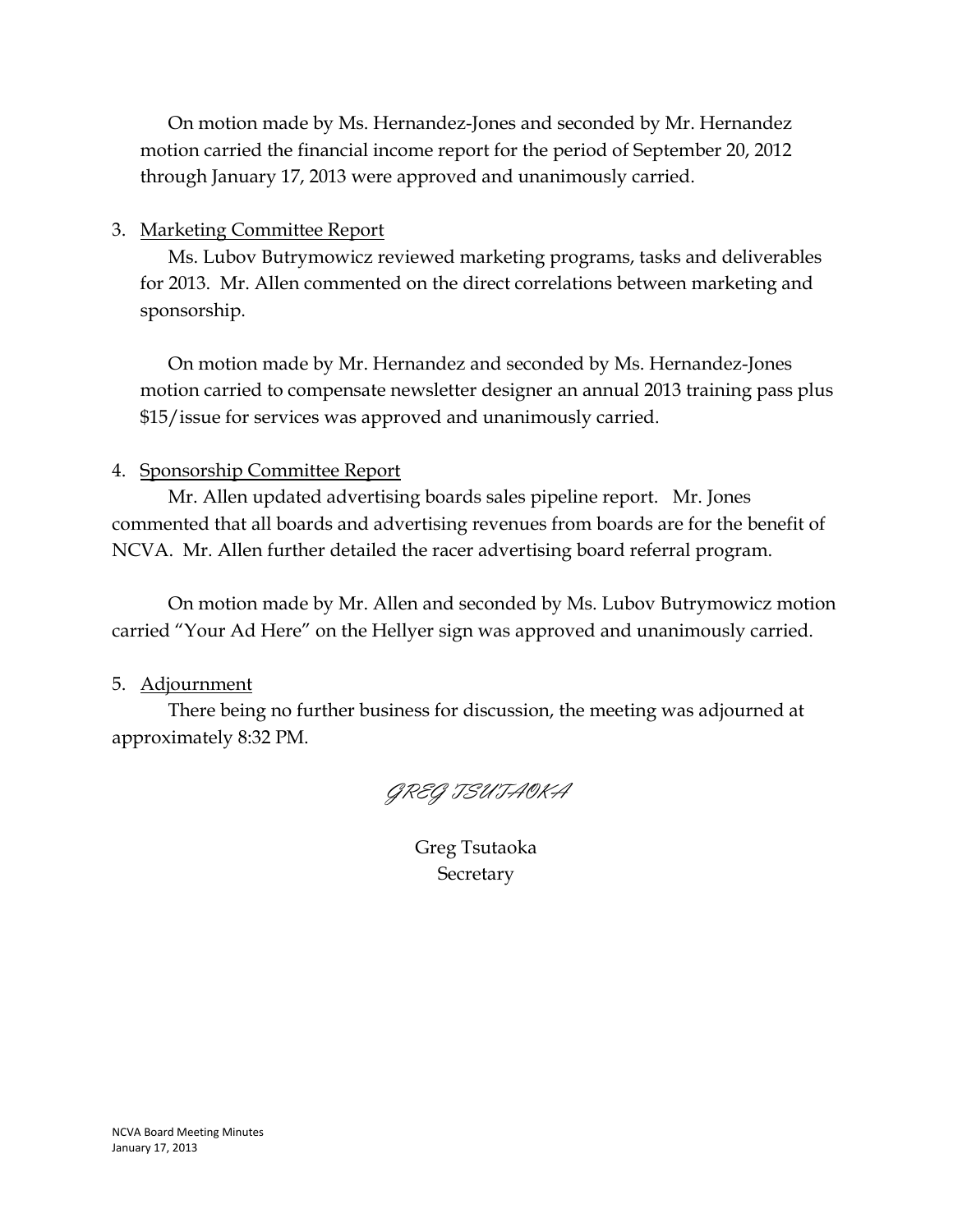On motion made by Ms. Hernandez-Jones and seconded by Mr. Hernandez motion carried the financial income report for the period of September 20, 2012 through January 17, 2013 were approved and unanimously carried.

3. <u>Marketing Committee Report</u>

   Ms. Lubov Butrymowicz reviewed marketing programs, tasks and deliverables for 2013. Mr. Allen commented on the direct correlations between marketing and sponsorship.

   On motion made by Mr. Hernandez and seconded by Ms. Hernandez-Jones motion carried to compensate newsletter designer an annual 2013 training pass plus $15/issue for services was approved and unanimously carried.

4. <u>Sponsorship Committee Report</u>

Mr. Allen updated advertising boards sales pipeline report. Mr. Jones commented that all boards and advertising revenues from boards are for the benefit of NCVA. Mr. Allen further detailed the racer advertising board referral program.

On motion made by Mr. Allen and seconded by Ms. Lubov Butrymowicz motion carried "Your Ad Here" on the Hellyer sign was approved and unanimously carried.

5. <u>Adjournment</u>

There being no further business for discussion, the meeting was adjourned at approximately 8:32 PM.

*GREG TSUTAOKA*

Greg Tsutaoka
Secretary